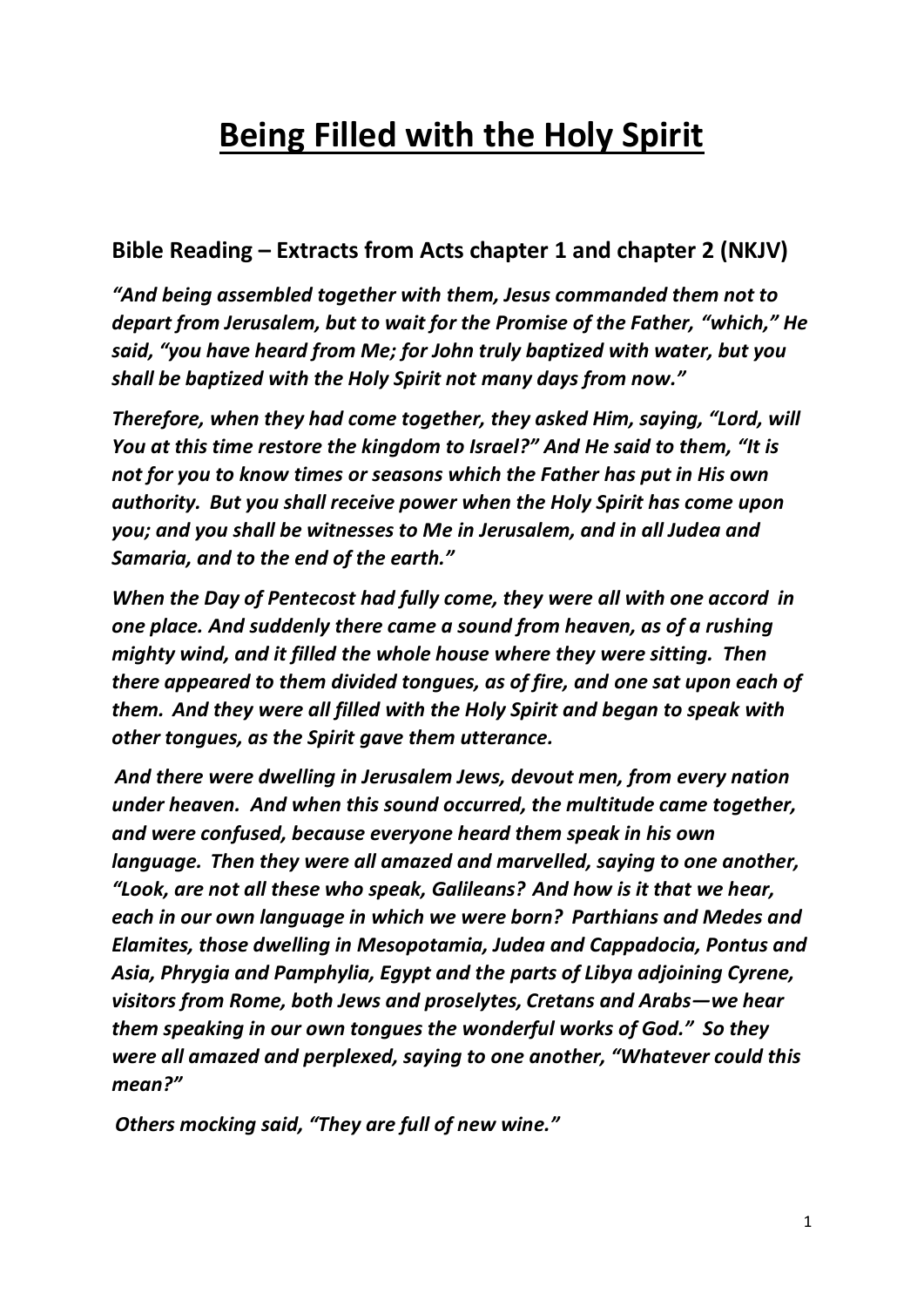# Being Filled with the Holy Spirit

## Bible Reading – Extracts from Acts chapter 1 and chapter 2 (NKJV)

***"And being assembled together with them, Jesus commanded them not to depart from Jerusalem, but to wait for the Promise of the Father, "which," He said, "you have heard from Me; for John truly baptized with water, but you shall be baptized with the Holy Spirit not many days from now."***

***Therefore, when they had come together, they asked Him, saying, "Lord, will You at this time restore the kingdom to Israel?" And He said to them, "It is not for you to know times or seasons which the Father has put in His own authority. But you shall receive power when the Holy Spirit has come upon you; and you shall be witnesses to Me in Jerusalem, and in all Judea and Samaria, and to the end of the earth."***

***When the Day of Pentecost had fully come, they were all with one accord in one place. And suddenly there came a sound from heaven, as of a rushing mighty wind, and it filled the whole house where they were sitting. Then there appeared to them divided tongues, as of fire, and one sat upon each of them. And they were all filled with the Holy Spirit and began to speak with other tongues, as the Spirit gave them utterance.***

***And there were dwelling in Jerusalem Jews, devout men, from every nation under heaven. And when this sound occurred, the multitude came together, and were confused, because everyone heard them speak in his own language. Then they were all amazed and marvelled, saying to one another, "Look, are not all these who speak, Galileans? And how is it that we hear, each in our own language in which we were born? Parthians and Medes and Elamites, those dwelling in Mesopotamia, Judea and Cappadocia, Pontus and Asia, Phrygia and Pamphylia, Egypt and the parts of Libya adjoining Cyrene, visitors from Rome, both Jews and proselytes, Cretans and Arabs—we hear them speaking in our own tongues the wonderful works of God." So they were all amazed and perplexed, saying to one another, "Whatever could this mean?"***

***Others mocking said, "They are full of new wine."***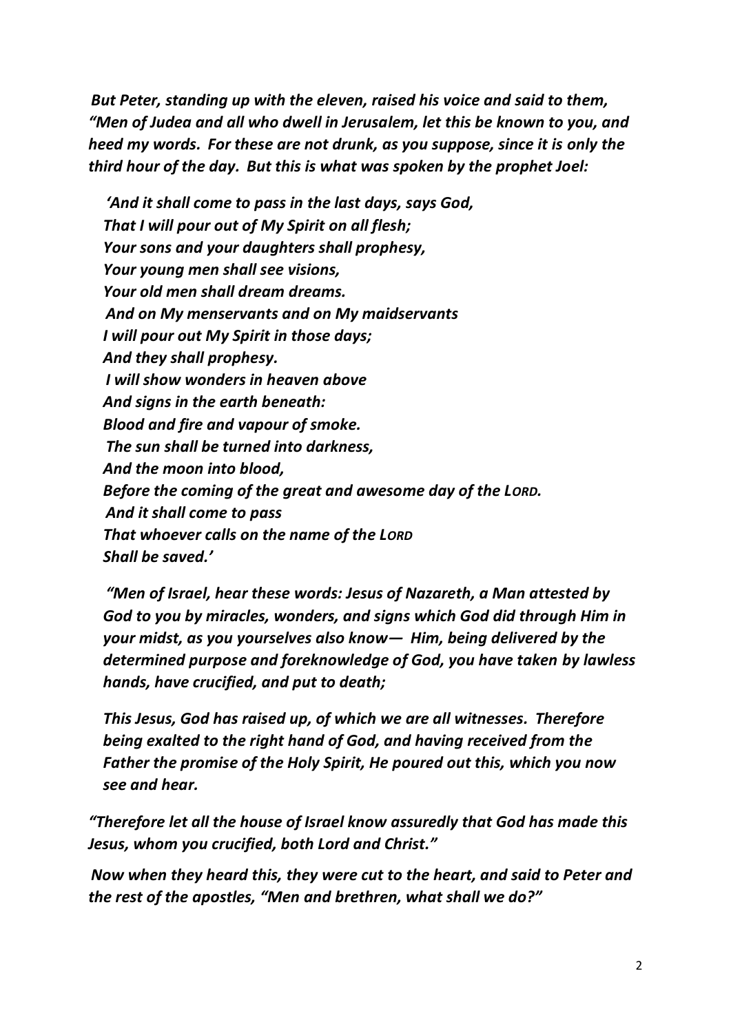***But Peter, standing up with the eleven, raised his voice and said to them, "Men of Judea and all who dwell in Jerusalem, let this be known to you, and heed my words. For these are not drunk, as you suppose, since it is only the third hour of the day. But this is what was spoken by the prophet Joel:***

***'And it shall come to pass in the last days, says God,***
***That I will pour out of My Spirit on all flesh;***
***Your sons and your daughters shall prophesy,***
***Your young men shall see visions,***
***Your old men shall dream dreams.***
***And on My menservants and on My maidservants***
***I will pour out My Spirit in those days;***
***And they shall prophesy.***
***I will show wonders in heaven above***
***And signs in the earth beneath:***
***Blood and fire and vapour of smoke.***
***The sun shall be turned into darkness,***
***And the moon into blood,***
***Before the coming of the great and awesome day of the LORD.***
***And it shall come to pass***
***That whoever calls on the name of the LORD***
***Shall be saved.'***

***"Men of Israel, hear these words: Jesus of Nazareth, a Man attested by God to you by miracles, wonders, and signs which God did through Him in your midst, as you yourselves also know— Him, being delivered by the determined purpose and foreknowledge of God, you have taken by lawless hands, have crucified, and put to death;***

***This Jesus, God has raised up, of which we are all witnesses. Therefore being exalted to the right hand of God, and having received from the Father the promise of the Holy Spirit, He poured out this, which you now see and hear.***

***"Therefore let all the house of Israel know assuredly that God has made this Jesus, whom you crucified, both Lord and Christ."***

***Now when they heard this, they were cut to the heart, and said to Peter and the rest of the apostles, "Men and brethren, what shall we do?"***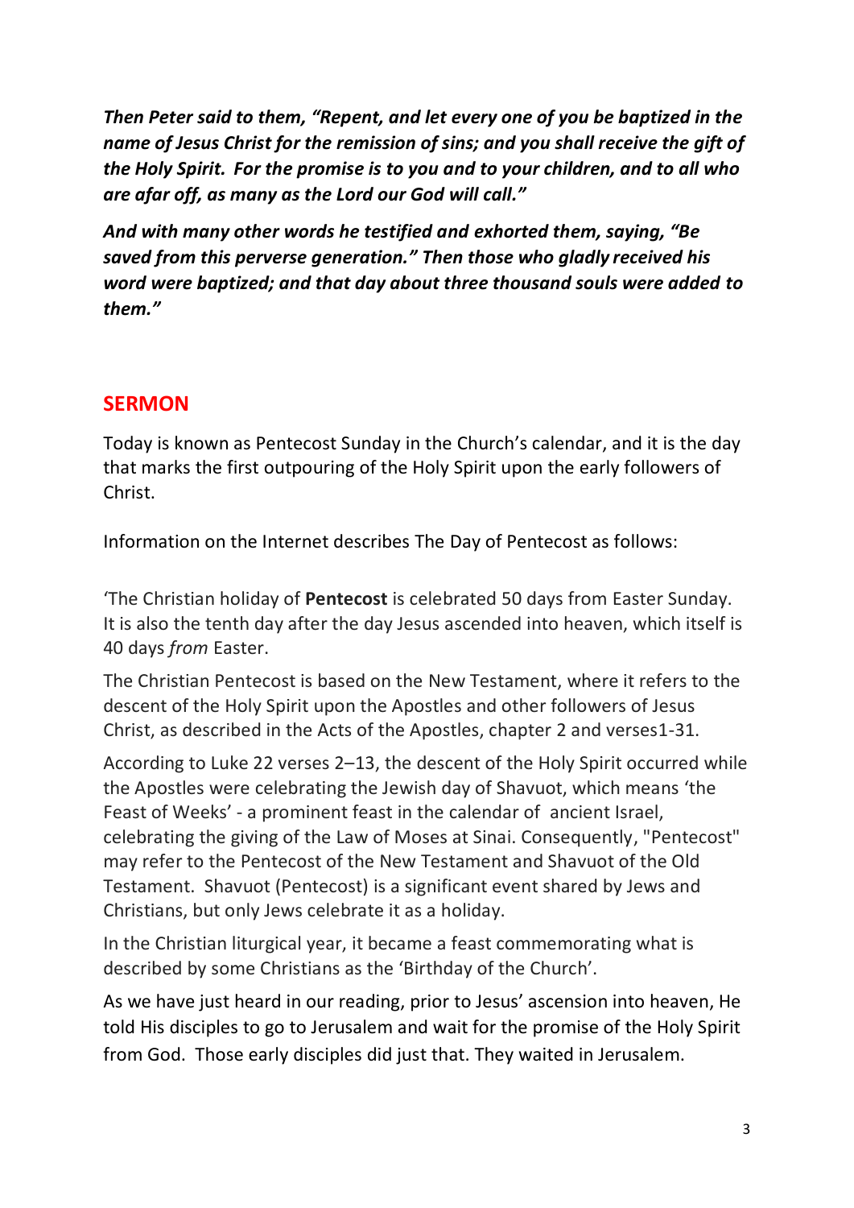***Then Peter said to them, "Repent, and let every one of you be baptized in the name of Jesus Christ for the remission of sins; and you shall receive the gift of the Holy Spirit. For the promise is to you and to your children, and to all who are afar off, as many as the Lord our God will call."***

***And with many other words he testified and exhorted them, saying, "Be saved from this perverse generation." Then those who gladly received his word were baptized; and that day about three thousand souls were added to them."***

## SERMON

Today is known as Pentecost Sunday in the Church's calendar, and it is the day that marks the first outpouring of the Holy Spirit upon the early followers of Christ.

Information on the Internet describes The Day of Pentecost as follows:

'The Christian holiday of **Pentecost** is celebrated 50 days from Easter Sunday. It is also the tenth day after the day Jesus ascended into heaven, which itself is 40 days *from* Easter.

The Christian Pentecost is based on the New Testament, where it refers to the descent of the Holy Spirit upon the Apostles and other followers of Jesus Christ, as described in the Acts of the Apostles, chapter 2 and verses1-31.

According to Luke 22 verses 2–13, the descent of the Holy Spirit occurred while the Apostles were celebrating the Jewish day of Shavuot, which means 'the Feast of Weeks' - a prominent feast in the calendar of ancient Israel, celebrating the giving of the Law of Moses at Sinai. Consequently, "Pentecost" may refer to the Pentecost of the New Testament and Shavuot of the Old Testament. Shavuot (Pentecost) is a significant event shared by Jews and Christians, but only Jews celebrate it as a holiday.

In the Christian liturgical year, it became a feast commemorating what is described by some Christians as the 'Birthday of the Church'.

As we have just heard in our reading, prior to Jesus' ascension into heaven, He told His disciples to go to Jerusalem and wait for the promise of the Holy Spirit from God. Those early disciples did just that. They waited in Jerusalem.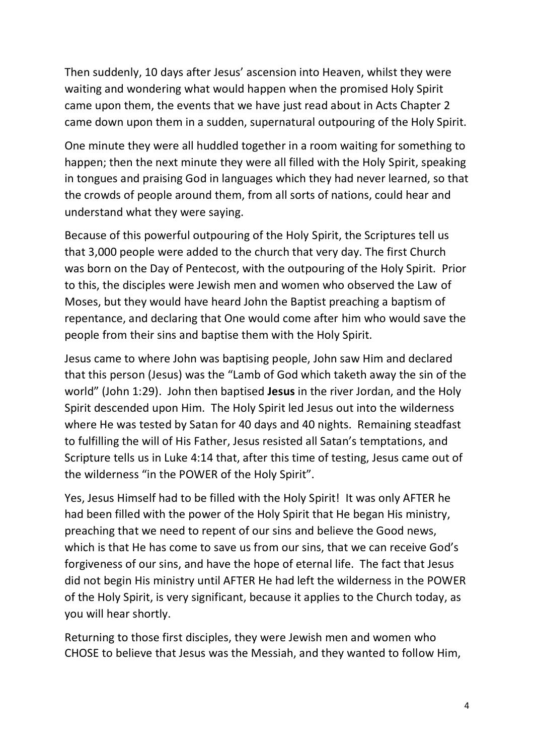Then suddenly, 10 days after Jesus' ascension into Heaven, whilst they were waiting and wondering what would happen when the promised Holy Spirit came upon them, the events that we have just read about in Acts Chapter 2 came down upon them in a sudden, supernatural outpouring of the Holy Spirit.

One minute they were all huddled together in a room waiting for something to happen; then the next minute they were all filled with the Holy Spirit, speaking in tongues and praising God in languages which they had never learned, so that the crowds of people around them, from all sorts of nations, could hear and understand what they were saying.

Because of this powerful outpouring of the Holy Spirit, the Scriptures tell us that 3,000 people were added to the church that very day. The first Church was born on the Day of Pentecost, with the outpouring of the Holy Spirit. Prior to this, the disciples were Jewish men and women who observed the Law of Moses, but they would have heard John the Baptist preaching a baptism of repentance, and declaring that One would come after him who would save the people from their sins and baptise them with the Holy Spirit.

Jesus came to where John was baptising people, John saw Him and declared that this person (Jesus) was the "Lamb of God which taketh away the sin of the world" (John 1:29). John then baptised **Jesus** in the river Jordan, and the Holy Spirit descended upon Him. The Holy Spirit led Jesus out into the wilderness where He was tested by Satan for 40 days and 40 nights. Remaining steadfast to fulfilling the will of His Father, Jesus resisted all Satan's temptations, and Scripture tells us in Luke 4:14 that, after this time of testing, Jesus came out of the wilderness "in the POWER of the Holy Spirit".

Yes, Jesus Himself had to be filled with the Holy Spirit! It was only AFTER he had been filled with the power of the Holy Spirit that He began His ministry, preaching that we need to repent of our sins and believe the Good news, which is that He has come to save us from our sins, that we can receive God's forgiveness of our sins, and have the hope of eternal life. The fact that Jesus did not begin His ministry until AFTER He had left the wilderness in the POWER of the Holy Spirit, is very significant, because it applies to the Church today, as you will hear shortly.

Returning to those first disciples, they were Jewish men and women who CHOSE to believe that Jesus was the Messiah, and they wanted to follow Him,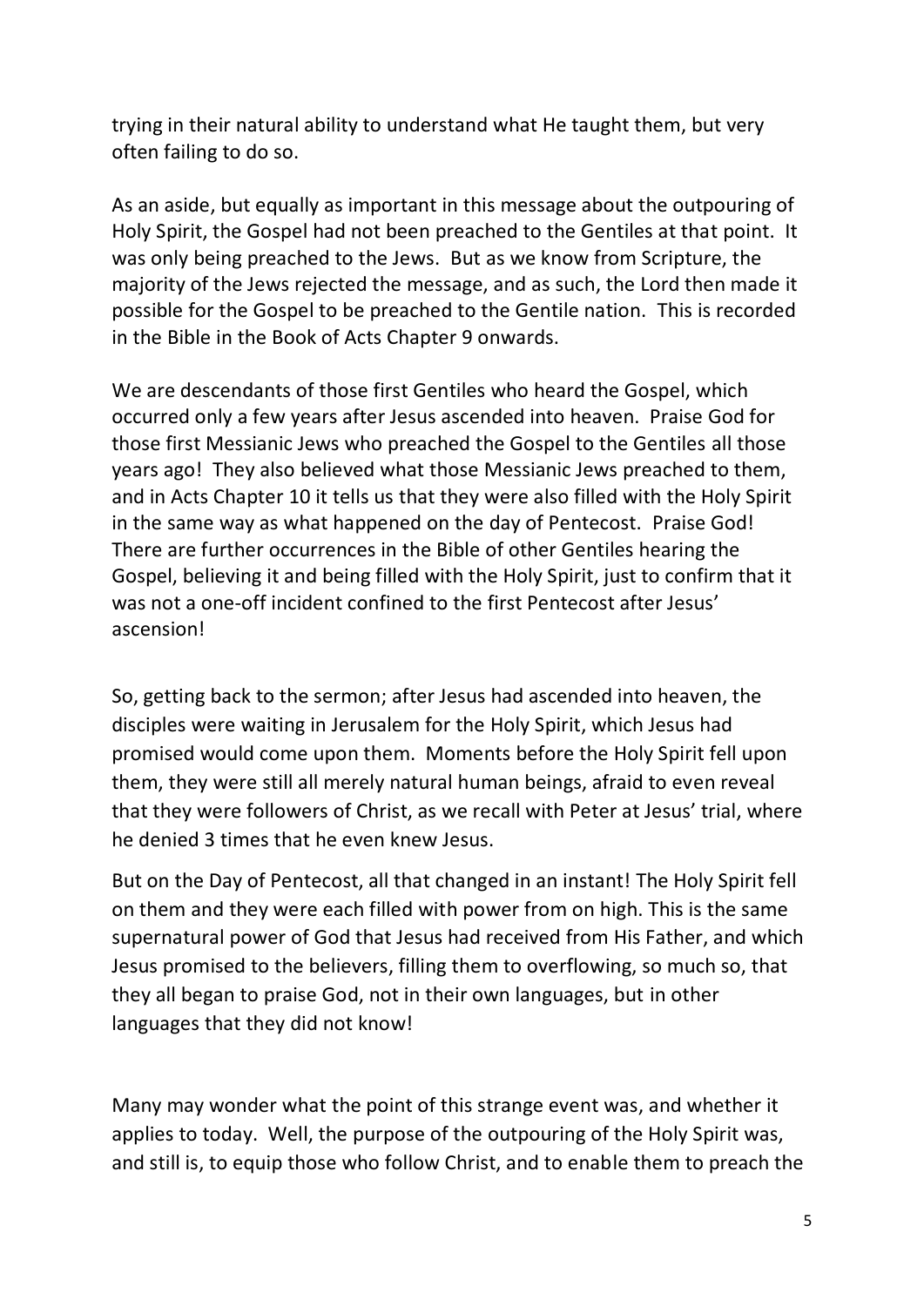trying in their natural ability to understand what He taught them, but very often failing to do so.

As an aside, but equally as important in this message about the outpouring of Holy Spirit, the Gospel had not been preached to the Gentiles at that point. It was only being preached to the Jews. But as we know from Scripture, the majority of the Jews rejected the message, and as such, the Lord then made it possible for the Gospel to be preached to the Gentile nation. This is recorded in the Bible in the Book of Acts Chapter 9 onwards.

We are descendants of those first Gentiles who heard the Gospel, which occurred only a few years after Jesus ascended into heaven. Praise God for those first Messianic Jews who preached the Gospel to the Gentiles all those years ago! They also believed what those Messianic Jews preached to them, and in Acts Chapter 10 it tells us that they were also filled with the Holy Spirit in the same way as what happened on the day of Pentecost. Praise God! There are further occurrences in the Bible of other Gentiles hearing the Gospel, believing it and being filled with the Holy Spirit, just to confirm that it was not a one-off incident confined to the first Pentecost after Jesus' ascension!

So, getting back to the sermon; after Jesus had ascended into heaven, the disciples were waiting in Jerusalem for the Holy Spirit, which Jesus had promised would come upon them. Moments before the Holy Spirit fell upon them, they were still all merely natural human beings, afraid to even reveal that they were followers of Christ, as we recall with Peter at Jesus' trial, where he denied 3 times that he even knew Jesus.

But on the Day of Pentecost, all that changed in an instant! The Holy Spirit fell on them and they were each filled with power from on high. This is the same supernatural power of God that Jesus had received from His Father, and which Jesus promised to the believers, filling them to overflowing, so much so, that they all began to praise God, not in their own languages, but in other languages that they did not know!

Many may wonder what the point of this strange event was, and whether it applies to today. Well, the purpose of the outpouring of the Holy Spirit was, and still is, to equip those who follow Christ, and to enable them to preach the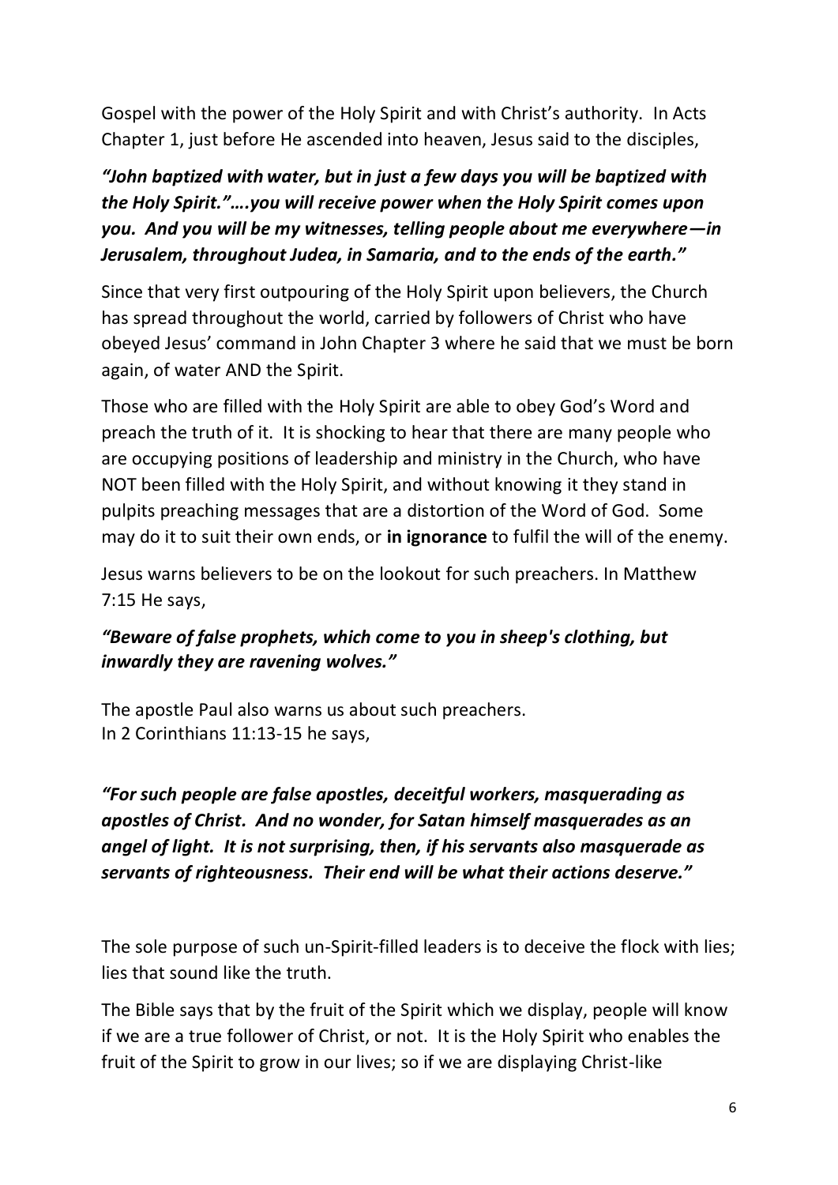Gospel with the power of the Holy Spirit and with Christ's authority. In Acts Chapter 1, just before He ascended into heaven, Jesus said to the disciples,

***"John baptized with water, but in just a few days you will be baptized with the Holy Spirit."….you will receive power when the Holy Spirit comes upon you. And you will be my witnesses, telling people about me everywhere—in Jerusalem, throughout Judea, in Samaria, and to the ends of the earth."***

Since that very first outpouring of the Holy Spirit upon believers, the Church has spread throughout the world, carried by followers of Christ who have obeyed Jesus' command in John Chapter 3 where he said that we must be born again, of water AND the Spirit.

Those who are filled with the Holy Spirit are able to obey God's Word and preach the truth of it. It is shocking to hear that there are many people who are occupying positions of leadership and ministry in the Church, who have NOT been filled with the Holy Spirit, and without knowing it they stand in pulpits preaching messages that are a distortion of the Word of God. Some may do it to suit their own ends, or **in ignorance** to fulfil the will of the enemy.

Jesus warns believers to be on the lookout for such preachers. In Matthew 7:15 He says,

***"Beware of false prophets, which come to you in sheep's clothing, but inwardly they are ravening wolves."***

The apostle Paul also warns us about such preachers.
In 2 Corinthians 11:13-15 he says,

***"For such people are false apostles, deceitful workers, masquerading as apostles of Christ. And no wonder, for Satan himself masquerades as an angel of light. It is not surprising, then, if his servants also masquerade as servants of righteousness. Their end will be what their actions deserve."***

The sole purpose of such un-Spirit-filled leaders is to deceive the flock with lies; lies that sound like the truth.

The Bible says that by the fruit of the Spirit which we display, people will know if we are a true follower of Christ, or not. It is the Holy Spirit who enables the fruit of the Spirit to grow in our lives; so if we are displaying Christ-like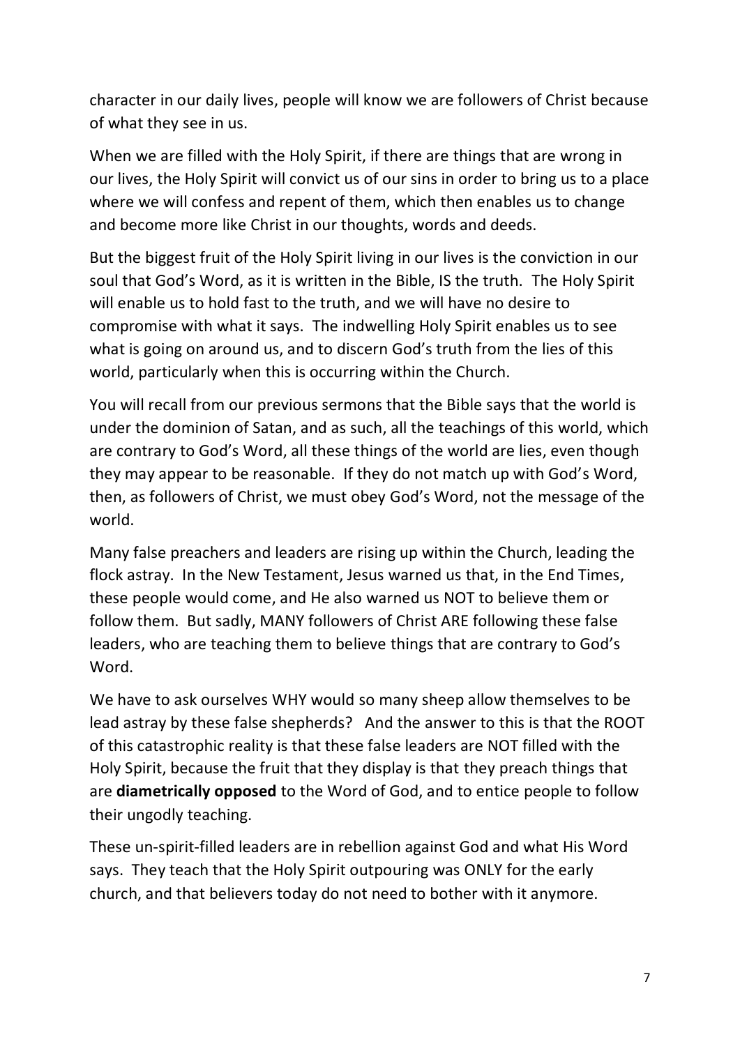character in our daily lives, people will know we are followers of Christ because of what they see in us.

When we are filled with the Holy Spirit, if there are things that are wrong in our lives, the Holy Spirit will convict us of our sins in order to bring us to a place where we will confess and repent of them, which then enables us to change and become more like Christ in our thoughts, words and deeds.

But the biggest fruit of the Holy Spirit living in our lives is the conviction in our soul that God's Word, as it is written in the Bible, IS the truth. The Holy Spirit will enable us to hold fast to the truth, and we will have no desire to compromise with what it says. The indwelling Holy Spirit enables us to see what is going on around us, and to discern God's truth from the lies of this world, particularly when this is occurring within the Church.

You will recall from our previous sermons that the Bible says that the world is under the dominion of Satan, and as such, all the teachings of this world, which are contrary to God's Word, all these things of the world are lies, even though they may appear to be reasonable. If they do not match up with God's Word, then, as followers of Christ, we must obey God's Word, not the message of the world.

Many false preachers and leaders are rising up within the Church, leading the flock astray. In the New Testament, Jesus warned us that, in the End Times, these people would come, and He also warned us NOT to believe them or follow them. But sadly, MANY followers of Christ ARE following these false leaders, who are teaching them to believe things that are contrary to God's Word.

We have to ask ourselves WHY would so many sheep allow themselves to be lead astray by these false shepherds? And the answer to this is that the ROOT of this catastrophic reality is that these false leaders are NOT filled with the Holy Spirit, because the fruit that they display is that they preach things that are **diametrically opposed** to the Word of God, and to entice people to follow their ungodly teaching.

These un-spirit-filled leaders are in rebellion against God and what His Word says. They teach that the Holy Spirit outpouring was ONLY for the early church, and that believers today do not need to bother with it anymore.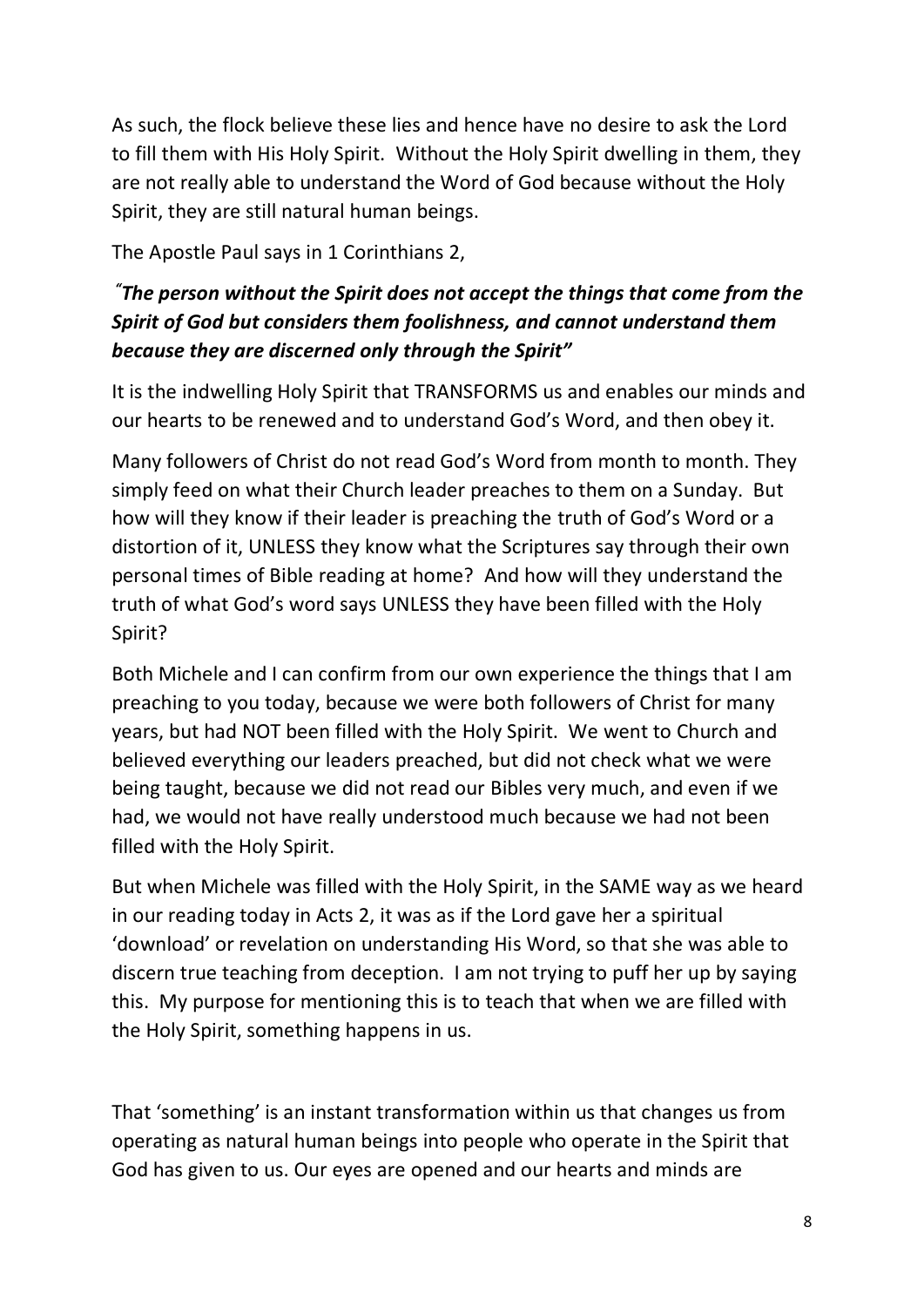As such, the flock believe these lies and hence have no desire to ask the Lord to fill them with His Holy Spirit. Without the Holy Spirit dwelling in them, they are not really able to understand the Word of God because without the Holy Spirit, they are still natural human beings.

The Apostle Paul says in 1 Corinthians 2,

***"The person without the Spirit does not accept the things that come from the Spirit of God but considers them foolishness, and cannot understand them because they are discerned only through the Spirit"***

It is the indwelling Holy Spirit that TRANSFORMS us and enables our minds and our hearts to be renewed and to understand God's Word, and then obey it.

Many followers of Christ do not read God's Word from month to month. They simply feed on what their Church leader preaches to them on a Sunday. But how will they know if their leader is preaching the truth of God's Word or a distortion of it, UNLESS they know what the Scriptures say through their own personal times of Bible reading at home? And how will they understand the truth of what God's word says UNLESS they have been filled with the Holy Spirit?

Both Michele and I can confirm from our own experience the things that I am preaching to you today, because we were both followers of Christ for many years, but had NOT been filled with the Holy Spirit. We went to Church and believed everything our leaders preached, but did not check what we were being taught, because we did not read our Bibles very much, and even if we had, we would not have really understood much because we had not been filled with the Holy Spirit.

But when Michele was filled with the Holy Spirit, in the SAME way as we heard in our reading today in Acts 2, it was as if the Lord gave her a spiritual 'download' or revelation on understanding His Word, so that she was able to discern true teaching from deception. I am not trying to puff her up by saying this. My purpose for mentioning this is to teach that when we are filled with the Holy Spirit, something happens in us.

That 'something' is an instant transformation within us that changes us from operating as natural human beings into people who operate in the Spirit that God has given to us. Our eyes are opened and our hearts and minds are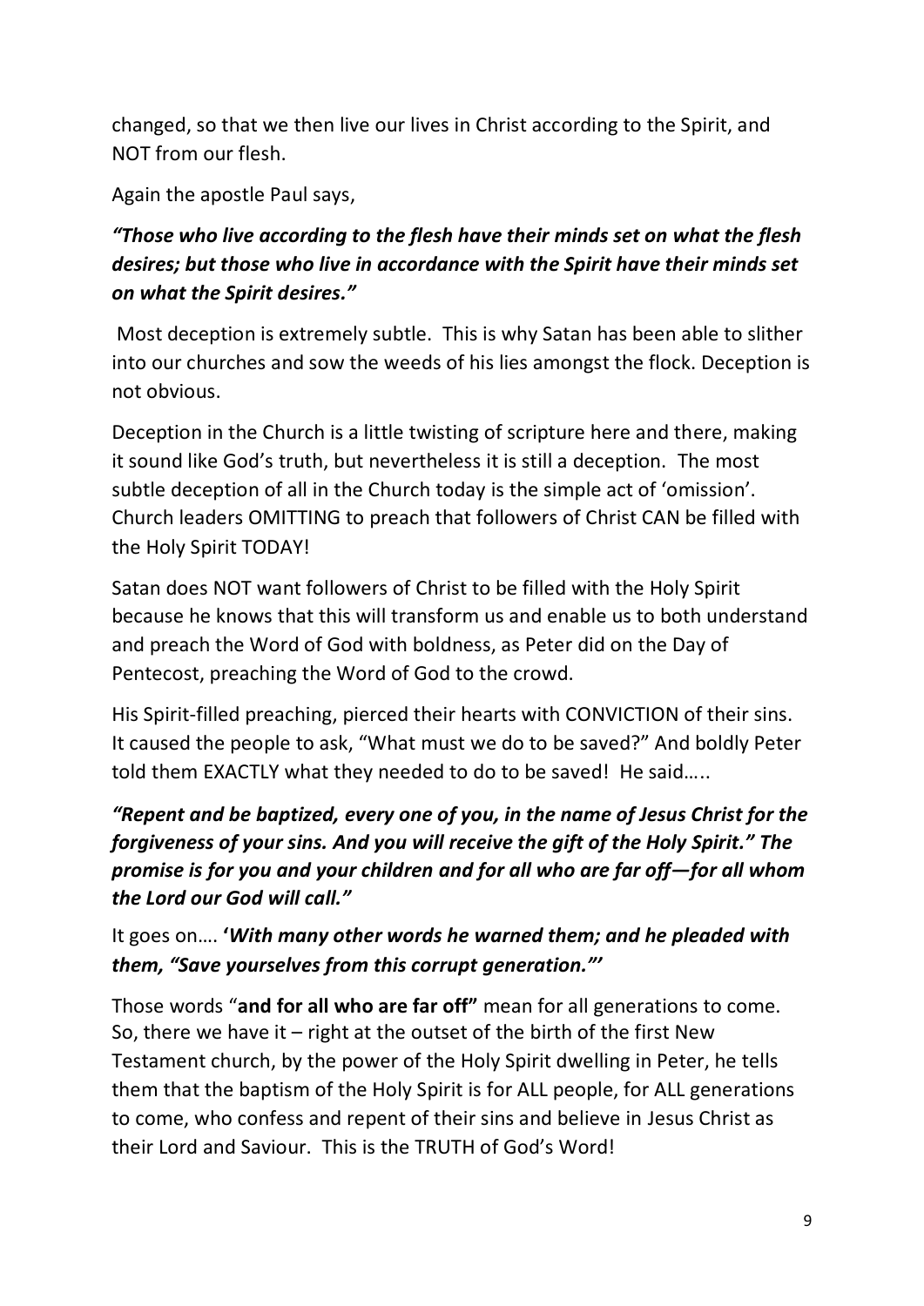changed, so that we then live our lives in Christ according to the Spirit, and NOT from our flesh.

Again the apostle Paul says,

***"Those who live according to the flesh have their minds set on what the flesh desires; but those who live in accordance with the Spirit have their minds set on what the Spirit desires."***

Most deception is extremely subtle. This is why Satan has been able to slither into our churches and sow the weeds of his lies amongst the flock. Deception is not obvious.

Deception in the Church is a little twisting of scripture here and there, making it sound like God's truth, but nevertheless it is still a deception. The most subtle deception of all in the Church today is the simple act of 'omission'. Church leaders OMITTING to preach that followers of Christ CAN be filled with the Holy Spirit TODAY!

Satan does NOT want followers of Christ to be filled with the Holy Spirit because he knows that this will transform us and enable us to both understand and preach the Word of God with boldness, as Peter did on the Day of Pentecost, preaching the Word of God to the crowd.

His Spirit-filled preaching, pierced their hearts with CONVICTION of their sins. It caused the people to ask, "What must we do to be saved?" And boldly Peter told them EXACTLY what they needed to do to be saved! He said…..

***"Repent and be baptized, every one of you, in the name of Jesus Christ for the forgiveness of your sins. And you will receive the gift of the Holy Spirit." The promise is for you and your children and for all who are far off—for all whom the Lord our God will call."***

It goes on…. **'*With many other words he warned them; and he pleaded with them, "Save yourselves from this corrupt generation."'***

Those words "**and for all who are far off"** mean for all generations to come. So, there we have it – right at the outset of the birth of the first New Testament church, by the power of the Holy Spirit dwelling in Peter, he tells them that the baptism of the Holy Spirit is for ALL people, for ALL generations to come, who confess and repent of their sins and believe in Jesus Christ as their Lord and Saviour. This is the TRUTH of God's Word!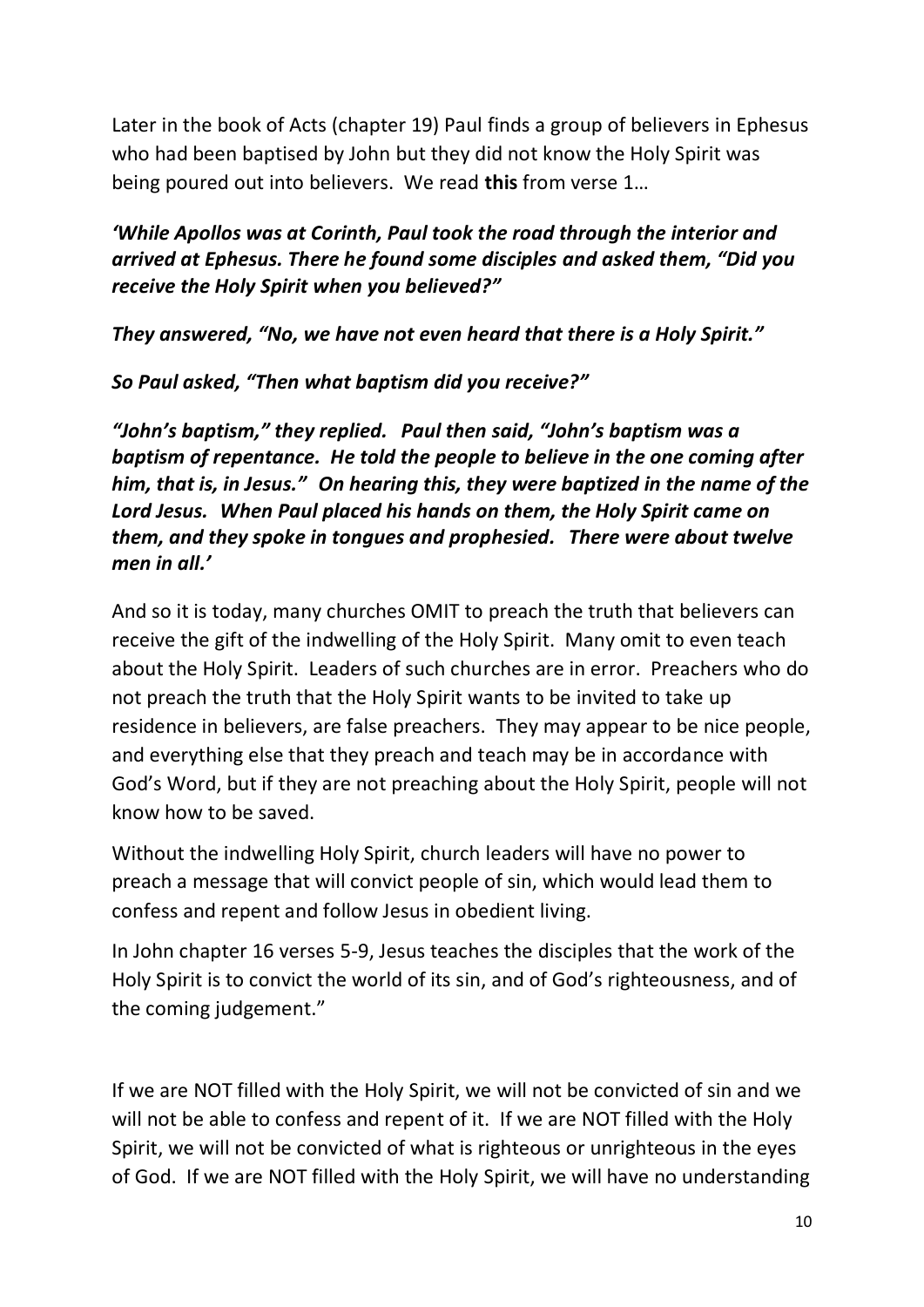Later in the book of Acts (chapter 19) Paul finds a group of believers in Ephesus who had been baptised by John but they did not know the Holy Spirit was being poured out into believers. We read **this** from verse 1…

***'While Apollos was at Corinth, Paul took the road through the interior and arrived at Ephesus. There he found some disciples and asked them, "Did you receive the Holy Spirit when you believed?"***

***They answered, "No, we have not even heard that there is a Holy Spirit."***

***So Paul asked, "Then what baptism did you receive?"***

***"John's baptism," they replied. Paul then said, "John's baptism was a baptism of repentance. He told the people to believe in the one coming after him, that is, in Jesus." On hearing this, they were baptized in the name of the Lord Jesus. When Paul placed his hands on them, the Holy Spirit came on them, and they spoke in tongues and prophesied. There were about twelve men in all.'***

And so it is today, many churches OMIT to preach the truth that believers can receive the gift of the indwelling of the Holy Spirit. Many omit to even teach about the Holy Spirit. Leaders of such churches are in error. Preachers who do not preach the truth that the Holy Spirit wants to be invited to take up residence in believers, are false preachers. They may appear to be nice people, and everything else that they preach and teach may be in accordance with God's Word, but if they are not preaching about the Holy Spirit, people will not know how to be saved.

Without the indwelling Holy Spirit, church leaders will have no power to preach a message that will convict people of sin, which would lead them to confess and repent and follow Jesus in obedient living.

In John chapter 16 verses 5-9, Jesus teaches the disciples that the work of the Holy Spirit is to convict the world of its sin, and of God's righteousness, and of the coming judgement."

If we are NOT filled with the Holy Spirit, we will not be convicted of sin and we will not be able to confess and repent of it. If we are NOT filled with the Holy Spirit, we will not be convicted of what is righteous or unrighteous in the eyes of God. If we are NOT filled with the Holy Spirit, we will have no understanding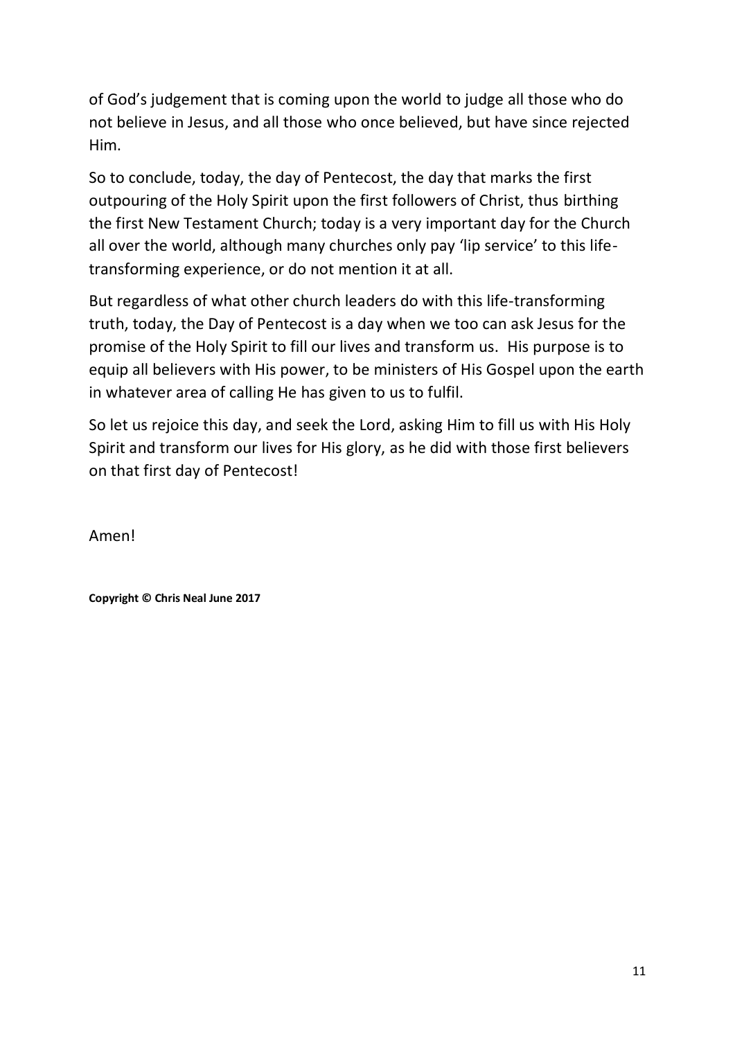of God's judgement that is coming upon the world to judge all those who do not believe in Jesus, and all those who once believed, but have since rejected Him.

So to conclude, today, the day of Pentecost, the day that marks the first outpouring of the Holy Spirit upon the first followers of Christ, thus birthing the first New Testament Church; today is a very important day for the Church all over the world, although many churches only pay 'lip service' to this life-transforming experience, or do not mention it at all.

But regardless of what other church leaders do with this life-transforming truth, today, the Day of Pentecost is a day when we too can ask Jesus for the promise of the Holy Spirit to fill our lives and transform us. His purpose is to equip all believers with His power, to be ministers of His Gospel upon the earth in whatever area of calling He has given to us to fulfil.

So let us rejoice this day, and seek the Lord, asking Him to fill us with His Holy Spirit and transform our lives for His glory, as he did with those first believers on that first day of Pentecost!

Amen!

**Copyright © Chris Neal June 2017**